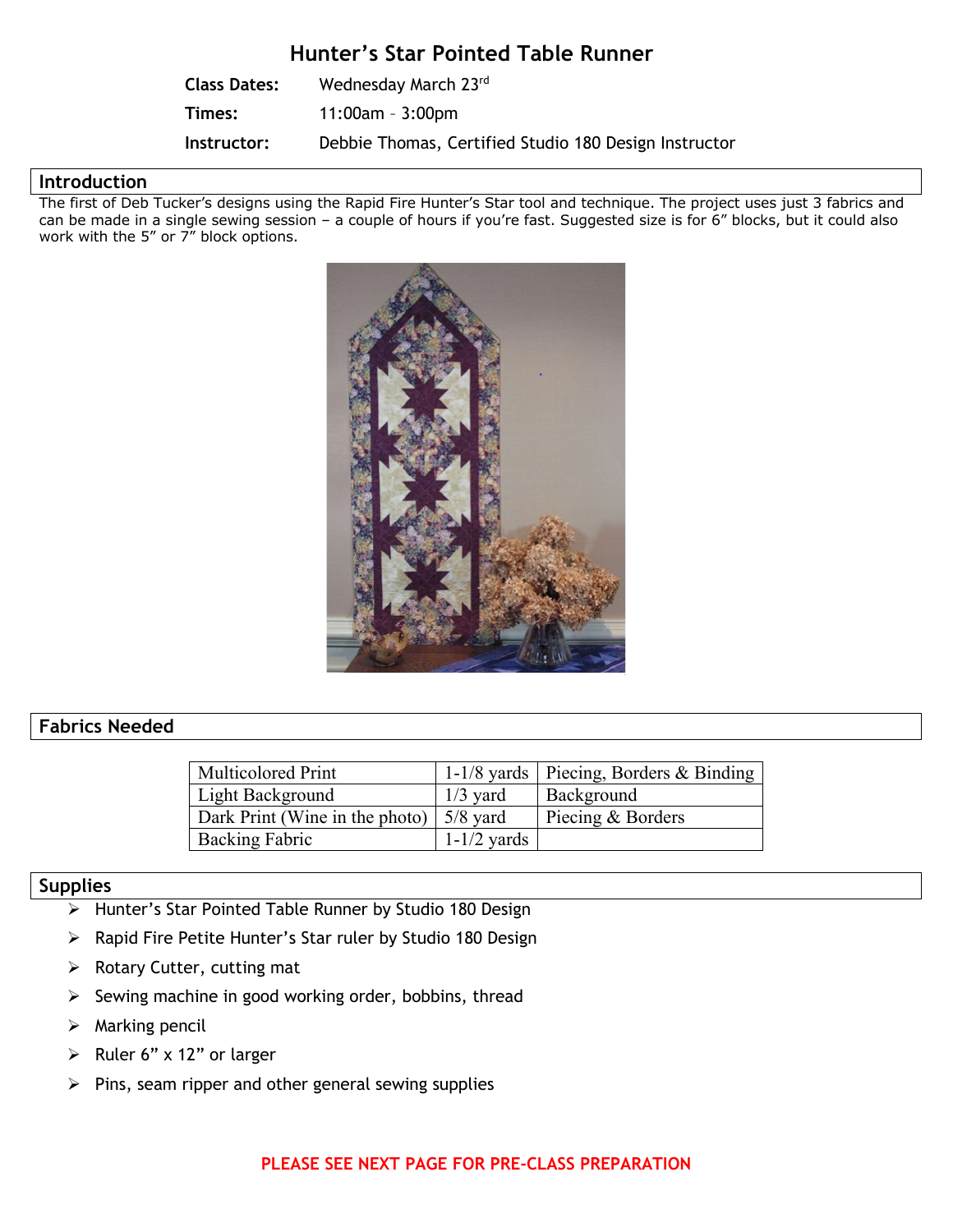# Hunter's Star Pointed Table Runner

**Class Dates:** Wednesday March 23rd

**Times:** 11:00am – 3:00pm

**Instructor:** Debbie Thomas, Certified Studio 180 Design Instructor

## Introduction

The first of Deb Tucker's designs using the Rapid Fire Hunter's Star tool and technique. The project uses just 3 fabrics and can be made in a single sewing session – a couple of hours if you're fast. Suggested size is for 6" blocks, but it could also work with the 5" or 7" block options.

## Fabrics Needed

| Fabric | Amount | Use |
|---|---|---|
| Multicolored Print | 1-1/8 yards | Piecing, Borders & Binding |
| Light Background | 1/3 yard | Background |
| Dark Print (Wine in the photo) | 5/8 yard | Piecing & Borders |
| Backing Fabric | 1-1/2 yards | |

## Supplies

- Hunter's Star Pointed Table Runner by Studio 180 Design
- Rapid Fire Petite Hunter's Star ruler by Studio 180 Design
- Rotary Cutter, cutting mat
- Sewing machine in good working order, bobbins, thread
- Marking pencil
- Ruler 6" x 12" or larger
- Pins, seam ripper and other general sewing supplies

**PLEASE SEE NEXT PAGE FOR PRE-CLASS PREPARATION**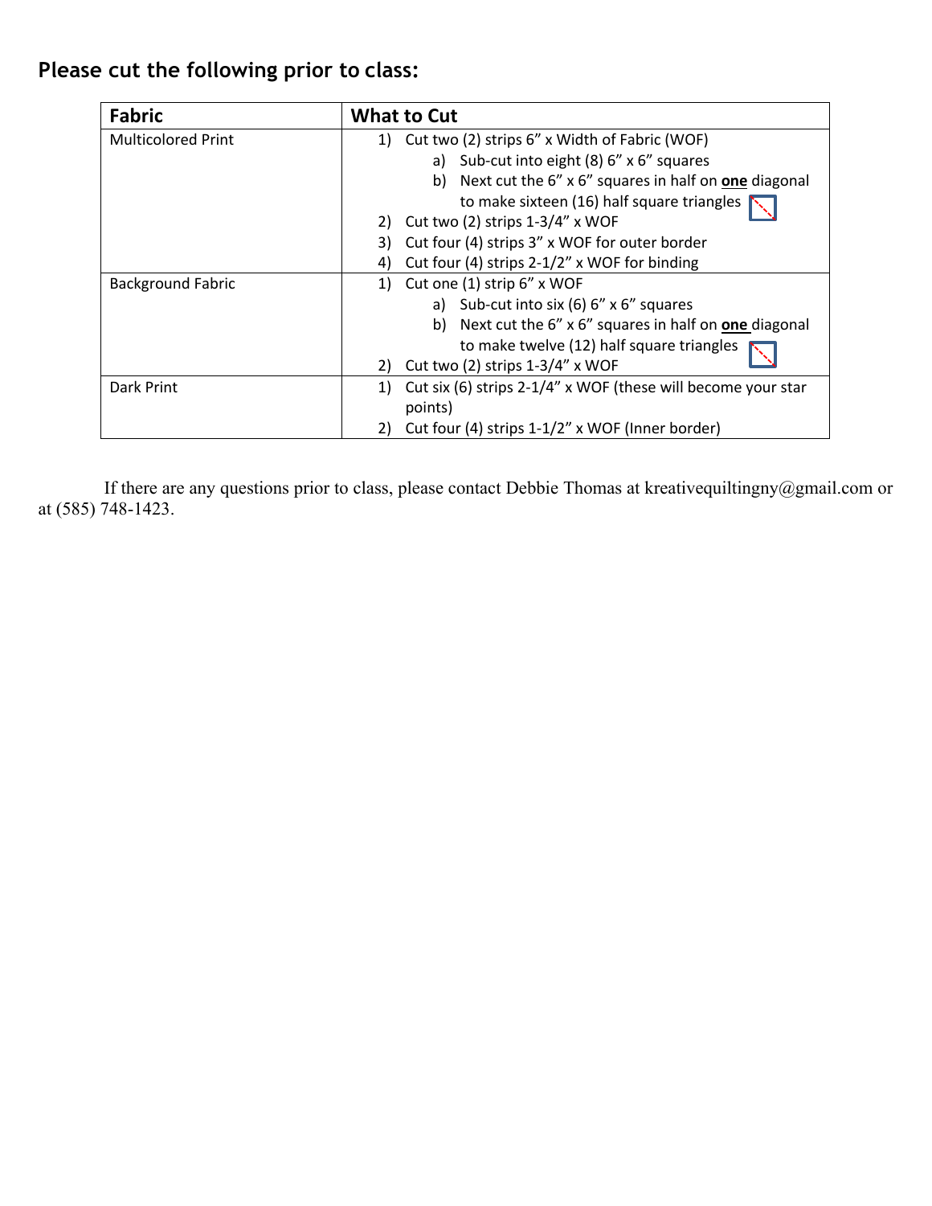## Please cut the following prior to class:

| Fabric | What to Cut |
| --- | --- |
| Multicolored Print | 1) Cut two (2) strips 6" x Width of Fabric (WOF)<br>a) Sub-cut into eight (8) 6" x 6" squares<br>b) Next cut the 6" x 6" squares in half on **one** diagonal to make sixteen (16) half square triangles<br>2) Cut two (2) strips 1-3/4" x WOF<br>3) Cut four (4) strips 3" x WOF for outer border<br>4) Cut four (4) strips 2-1/2" x WOF for binding |
| Background Fabric | 1) Cut one (1) strip 6" x WOF<br>a) Sub-cut into six (6) 6" x 6" squares<br>b) Next cut the 6" x 6" squares in half on **one** diagonal to make twelve (12) half square triangles<br>2) Cut two (2) strips 1-3/4" x WOF |
| Dark Print | 1) Cut six (6) strips 2-1/4" x WOF (these will become your star points)<br>2) Cut four (4) strips 1-1/2" x WOF (Inner border) |

If there are any questions prior to class, please contact Debbie Thomas at kreativequiltingny@gmail.com or at (585) 748-1423.